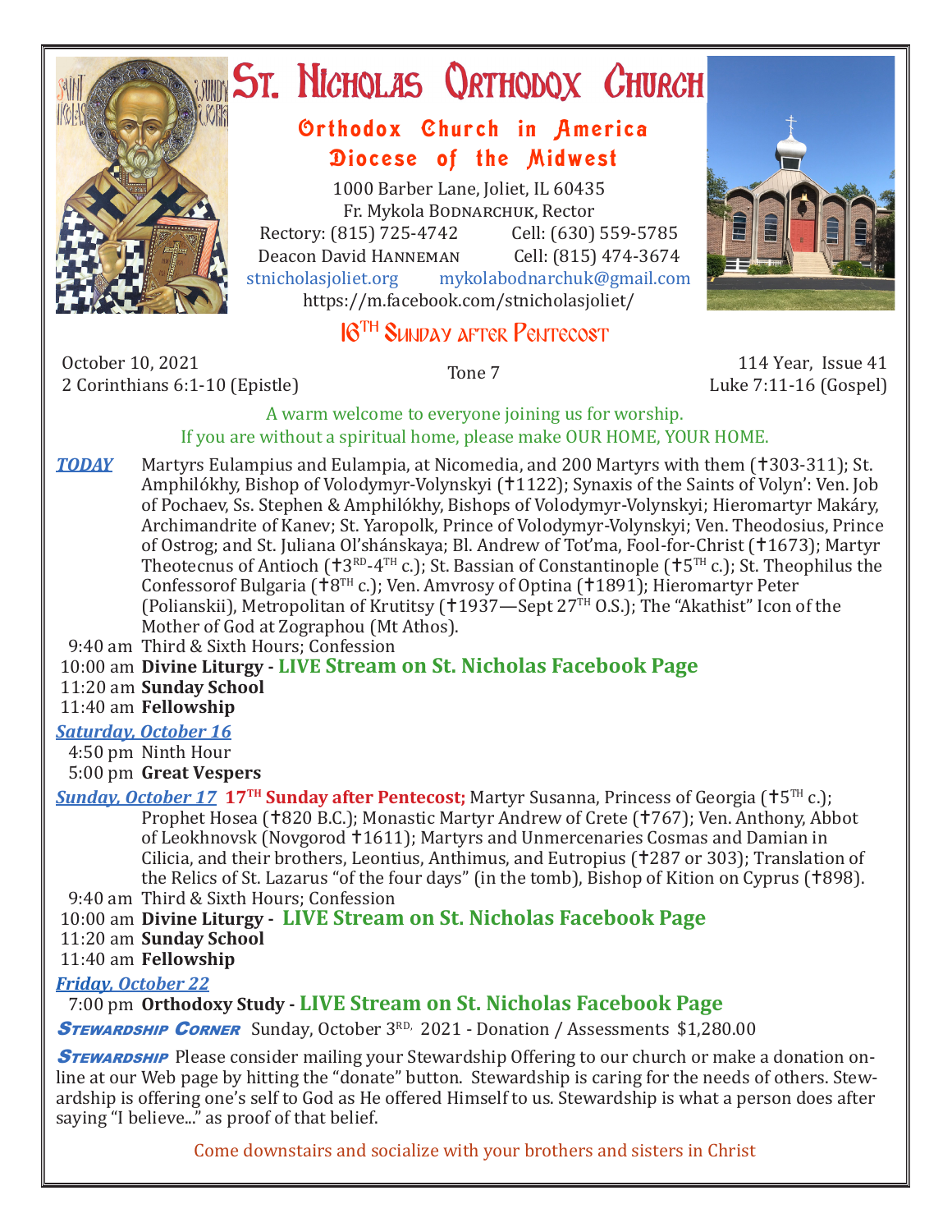# St. Nicholas Orthodox Church

## Orthodox Church in America
## Diocese of the Midwest

1000 Barber Lane, Joliet, IL 60435
Fr. Mykola Bodnarchuk, Rector
Rectory: (815) 725-4742 Cell: (630) 559-5785
Deacon David Hanneman Cell: (815) 474-3674
stnicholasjoliet.org mykolabodnarchuk@gmail.com
https://m.facebook.com/stnicholasjoliet/

## 16TH Sunday after Pentecost

October 10, 2021
2 Corinthians 6:1-10 (Epistle)

Tone 7

114 Year, Issue 41
Luke 7:11-16 (Gospel)

A warm welcome to everyone joining us for worship.
If you are without a spiritual home, please make OUR HOME, YOUR HOME.

***TODAY*** Martyrs Eulampius and Eulampia, at Nicomedia, and 200 Martyrs with them (†303-311); St. Amphilókhy, Bishop of Volodymyr-Volynskyi (†1122); Synaxis of the Saints of Volyn': Ven. Job of Pochaev, Ss. Stephen & Amphilókhy, Bishops of Volodymyr-Volynskyi; Hieromartyr Makáry, Archimandrite of Kanev; St. Yaropolk, Prince of Volodymyr-Volynskyi; Ven. Theodosius, Prince of Ostrog; and St. Juliana Ol'shánskaya; Bl. Andrew of Tot'ma, Fool-for-Christ (†1673); Martyr Theotecnus of Antioch (†3RD-4TH c.); St. Bassian of Constantinople (†5TH c.); St. Theophilus the Confessorof Bulgaria (†8TH c.); Ven. Amvrosy of Optina (†1891); Hieromartyr Peter (Polianskii), Metropolitan of Krutitsy (†1937—Sept 27TH O.S.); The "Akathist" Icon of the Mother of God at Zographou (Mt Athos).

9:40 am Third & Sixth Hours; Confession
10:00 am **Divine Liturgy - LIVE Stream on St. Nicholas Facebook Page**
11:20 am **Sunday School**
11:40 am **Fellowship**

***Saturday, October 16***
4:50 pm Ninth Hour
5:00 pm **Great Vespers**

***Sunday, October 17*** **17TH Sunday after Pentecost;** Martyr Susanna, Princess of Georgia (†5TH c.); Prophet Hosea (†820 B.C.); Monastic Martyr Andrew of Crete (†767); Ven. Anthony, Abbot of Leokhnovsk (Novgorod †1611); Martyrs and Unmercenaries Cosmas and Damian in Cilicia, and their brothers, Leontius, Anthimus, and Eutropius (†287 or 303); Translation of the Relics of St. Lazarus "of the four days" (in the tomb), Bishop of Kition on Cyprus (†898).

9:40 am Third & Sixth Hours; Confession
10:00 am **Divine Liturgy - LIVE Stream on St. Nicholas Facebook Page**
11:20 am **Sunday School**
11:40 am **Fellowship**

***Friday, October 22***
7:00 pm **Orthodoxy Study - LIVE Stream on St. Nicholas Facebook Page**

***Stewardship Corner*** Sunday, October 3RD, 2021 - Donation / Assessments $1,280.00

***Stewardship*** Please consider mailing your Stewardship Offering to our church or make a donation on-line at our Web page by hitting the "donate" button. Stewardship is caring for the needs of others. Stewardship is offering one's self to God as He offered Himself to us. Stewardship is what a person does after saying "I believe..." as proof of that belief.

Come downstairs and socialize with your brothers and sisters in Christ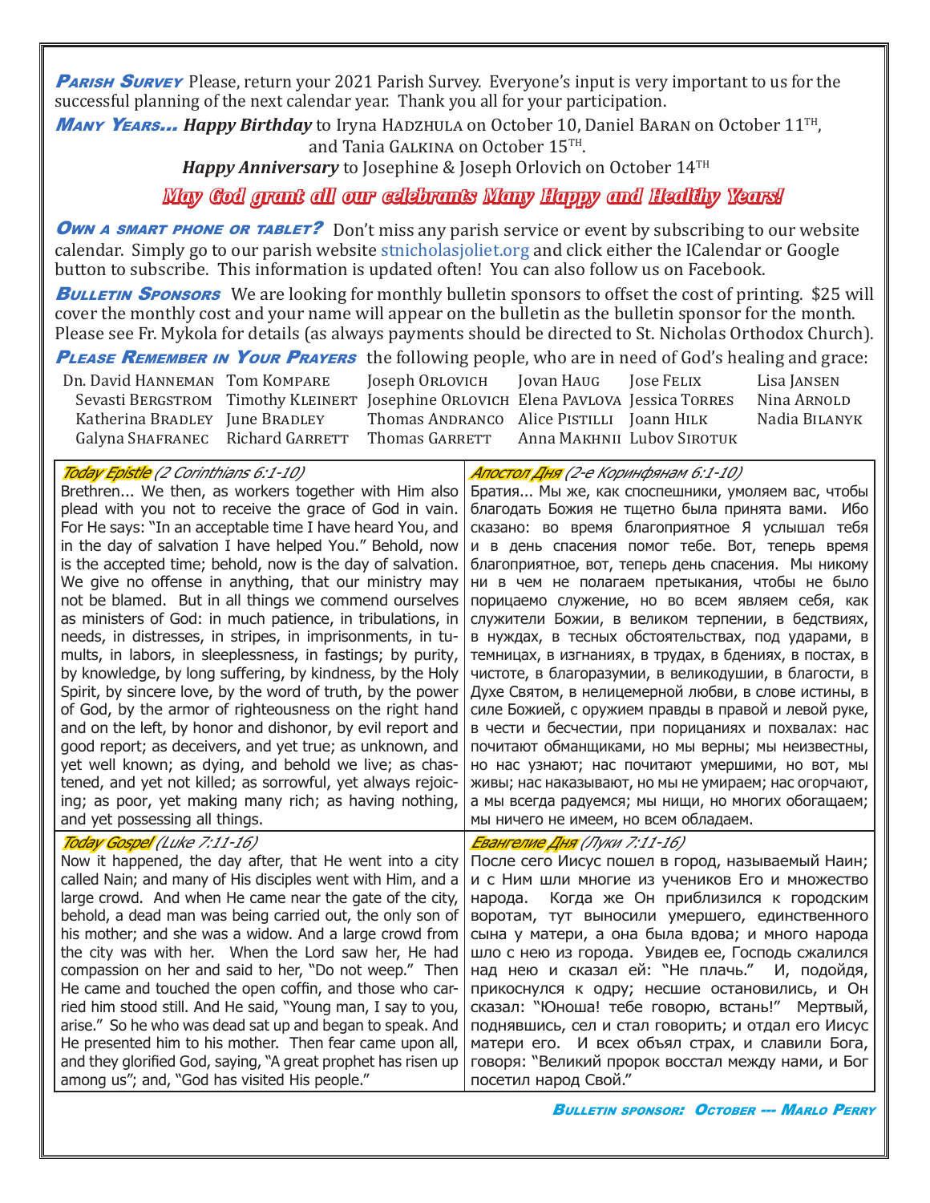**Parish Survey** Please, return your 2021 Parish Survey. Everyone's input is very important to us for the successful planning of the next calendar year. Thank you all for your participation.

**Many Years...** ***Happy Birthday*** to Iryna Hadzhula on October 10, Daniel Baran on October 11TH, and Tania Galkina on October 15TH.

***Happy Anniversary*** to Josephine & Joseph Orlovich on October 14TH

***May God grant all our celebrants Many Happy and Healthy Years!***

**Own a smart phone or tablet?** Don't miss any parish service or event by subscribing to our website calendar. Simply go to our parish website stnicholasjoliet.org and click either the ICalendar or Google button to subscribe. This information is updated often! You can also follow us on Facebook.

**Bulletin Sponsors** We are looking for monthly bulletin sponsors to offset the cost of printing. $25 will cover the monthly cost and your name will appear on the bulletin as the bulletin sponsor for the month. Please see Fr. Mykola for details (as always payments should be directed to St. Nicholas Orthodox Church).

**Please Remember in Your Prayers** the following people, who are in need of God's healing and grace:

| | | | | | |
|---|---|---|---|---|---|
| Dn. David Hanneman | Tom Kompare | Joseph Orlovich | Jovan Haug | Jose Felix | Lisa Jansen |
| Sevasti Bergstrom | Timothy Kleinert | Josephine Orlovich | Elena Pavlova | Jessica Torres | Nina Arnold |
| Katherina Bradley | June Bradley | Thomas Andranco | Alice Pistilli | Joann Hilk | Nadia Bilanyk |
| Galyna Shafranec | Richard Garrett | Thomas Garrett | Anna Makhnii | Lubov Sirotuk | |

*Today Epistle (2 Corinthians 6:1-10)*

Brethren... We then, as workers together with Him also plead with you not to receive the grace of God in vain. For He says: "In an acceptable time I have heard You, and in the day of salvation I have helped You." Behold, now is the accepted time; behold, now is the day of salvation. We give no offense in anything, that our ministry may not be blamed. But in all things we commend ourselves as ministers of God: in much patience, in tribulations, in needs, in distresses, in stripes, in imprisonments, in tumults, in labors, in sleeplessness, in fastings; by purity, by knowledge, by long suffering, by kindness, by the Holy Spirit, by sincere love, by the word of truth, by the power of God, by the armor of righteousness on the right hand and on the left, by honor and dishonor, by evil report and good report; as deceivers, and yet true; as unknown, and yet well known; as dying, and behold we live; as chastened, and yet not killed; as sorrowful, yet always rejoicing; as poor, yet making many rich; as having nothing, and yet possessing all things.

*Апостол Дня (2-е Коринфянам 6:1-10)*

Братия... Мы же, как споспешники, умоляем вас, чтобы благодать Божия не тщетно была принята вами. Ибо сказано: во время благоприятное Я услышал тебя и в день спасения помог тебе. Вот, теперь время благоприятное, вот, теперь день спасения. Мы никому ни в чем не полагаем претыкания, чтобы не было порицаемо служение, но во всем являем себя, как служители Божии, в великом терпении, в бедствиях, в нуждах, в тесных обстоятельствах, под ударами, в темницах, в изгнаниях, в трудах, в бдениях, в постах, в чистоте, в благоразумии, в великодушии, в благости, в Духе Святом, в нелицемерной любви, в слове истины, в силе Божией, с оружием правды в правой и левой руке, в чести и бесчестии, при порицаниях и похвалах: нас почитают обманщиками, но мы верны; мы неизвестны, но нас узнают; нас почитают умершими, но вот, мы живы; нас наказывают, но мы не умираем; нас огорчают, а мы всегда радуемся; мы нищи, но многих обогащаем; мы ничего не имеем, но всем обладаем.

*Today Gospel (Luke 7:11-16)*

Now it happened, the day after, that He went into a city called Nain; and many of His disciples went with Him, and a large crowd. And when He came near the gate of the city, behold, a dead man was being carried out, the only son of his mother; and she was a widow. And a large crowd from the city was with her. When the Lord saw her, He had compassion on her and said to her, "Do not weep." Then He came and touched the open coffin, and those who carried him stood still. And He said, "Young man, I say to you, arise." So he who was dead sat up and began to speak. And He presented him to his mother. Then fear came upon all, and they glorified God, saying, "A great prophet has risen up among us"; and, "God has visited His people."

*Евангелие Дня (Луки 7:11-16)*

После сего Иисус пошел в город, называемый Наин; и с Ним шли многие из учеников Его и множество народа. Когда же Он приблизился к городским воротам, тут выносили умершего, единственного сына у матери, а она была вдова; и много народа шло с нею из города. Увидев ее, Господь сжалился над нею и сказал ей: "Не плачь." И, подойдя, прикоснулся к одру; несшие остановились, и Он сказал: "Юноша! тебе говорю, встань!" Мертвый, поднявшись, сел и стал говорить; и отдал его Иисус матери его. И всех объял страх, и славили Бога, говоря: "Великий пророк восстал между нами, и Бог посетил народ Свой."

**Bulletin sponsor: October --- Marlo Perry**